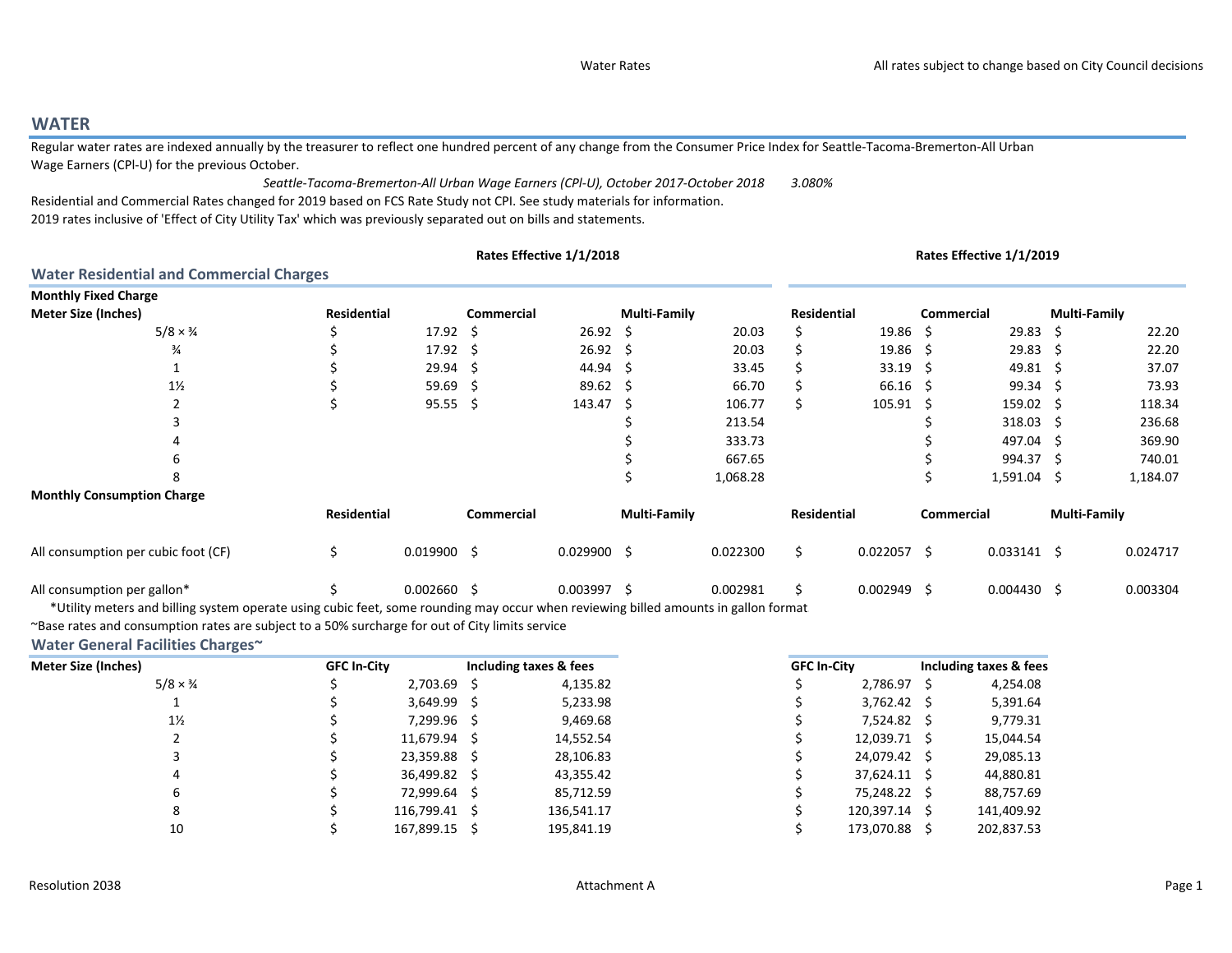# WATER

Regular water rates are indexed annually by the treasurer to reflect one hundred percent of any change from the Consumer Price Index for Seattle-Tacoma-Bremerton-All Urban Wage Earners (CPI-U) for the previous October.

*Seattle-Tacoma-Bremerton-All Urban Wage Earners (CPI-U), October 2017-October 2018* 3.080%

Residential and Commercial Rates changed for 2019 based on FCS Rate Study not CPI. See study materials for information.

2019 rates inclusive of 'Effect of City Utility Tax' which was previously separated out on bills and statements.

## Water Residential and Commercial Charges

| | Rates Effective 1/1/2018 | | | Rates Effective 1/1/2019 | | |
|---|---|---|---|---|---|---|
| **Monthly Fixed Charge** | | | | | | |
| **Meter Size (Inches)** | **Residential** | **Commercial** | **Multi-Family** | **Residential** | **Commercial** | **Multi-Family** |
| 5/8 × ¾ | $ 17.92 | $ 26.92 | $ 20.03 | $ 19.86 | $ 29.83 | $ 22.20 |
| ¾ | $ 17.92 | $ 26.92 | $ 20.03 | $ 19.86 | $ 29.83 | $ 22.20 |
| 1 | $ 29.94 | $ 44.94 | $ 33.45 | $ 33.19 | $ 49.81 | $ 37.07 |
| 1½ | $ 59.69 | $ 89.62 | $ 66.70 | $ 66.16 | $ 99.34 | $ 73.93 |
| 2 | $ 95.55 | $ 143.47 | $ 106.77 | $ 105.91 | $ 159.02 | $ 118.34 |
| 3 | | | $ 213.54 | | $ 318.03 | $ 236.68 |
| 4 | | | $ 333.73 | | $ 497.04 | $ 369.90 |
| 6 | | | $ 667.65 | | $ 994.37 | $ 740.01 |
| 8 | | | $ 1,068.28 | | $ 1,591.04 | $ 1,184.07 |
| **Monthly Consumption Charge** | | | | | | |
| | **Residential** | **Commercial** | **Multi-Family** | **Residential** | **Commercial** | **Multi-Family** |
| All consumption per cubic foot (CF) | $ 0.019900 | $ 0.029900 | $ 0.022300 | $ 0.022057 | $ 0.033141 | $ 0.024717 |
| All consumption per gallon* | $ 0.002660 | $ 0.003997 | $ 0.002981 | $ 0.002949 | $ 0.004430 | $ 0.003304 |

*Utility meters and billing system operate using cubic feet, some rounding may occur when reviewing billed amounts in gallon format

~Base rates and consumption rates are subject to a 50% surcharge for out of City limits service

## Water General Facilities Charges~

| Meter Size (Inches) | GFC In-City (2018) | Including taxes & fees (2018) | GFC In-City (2019) | Including taxes & fees (2019) |
|---|---|---|---|---|
| 5/8 × ¾ | $ 2,703.69 | $ 4,135.82 | $ 2,786.97 | $ 4,254.08 |
| 1 | $ 3,649.99 | $ 5,233.98 | $ 3,762.42 | $ 5,391.64 |
| 1½ | $ 7,299.96 | $ 9,469.68 | $ 7,524.82 | $ 9,779.31 |
| 2 | $ 11,679.94 | $ 14,552.54 | $ 12,039.71 | $ 15,044.54 |
| 3 | $ 23,359.88 | $ 28,106.83 | $ 24,079.42 | $ 29,085.13 |
| 4 | $ 36,499.82 | $ 43,355.42 | $ 37,624.11 | $ 44,880.81 |
| 6 | $ 72,999.64 | $ 85,712.59 | $ 75,248.22 | $ 88,757.69 |
| 8 | $ 116,799.41 | $ 136,541.17 | $ 120,397.14 | $ 141,409.92 |
| 10 | $ 167,899.15 | $ 195,841.19 | $ 173,070.88 | $ 202,837.53 |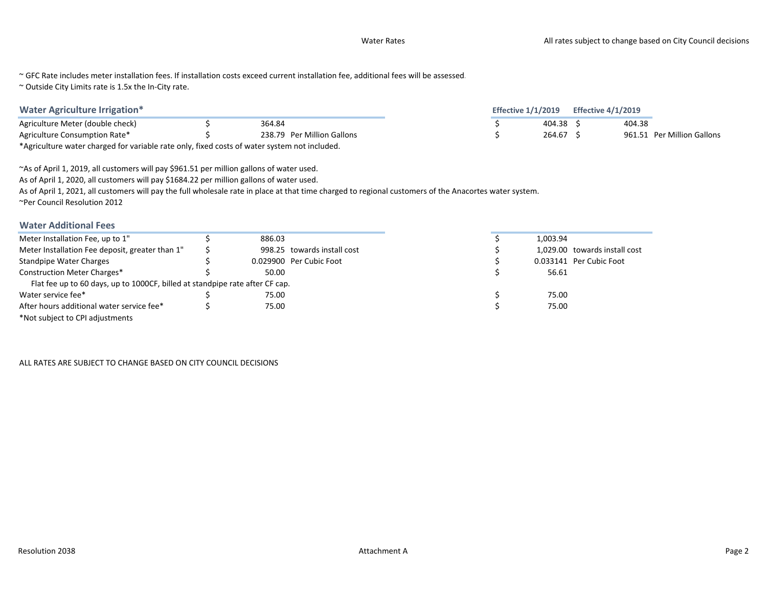~ GFC Rate includes meter installation fees. If installation costs exceed current installation fee, additional fees will be assessed.

~ Outside City Limits rate is 1.5x the In-City rate.

## Water Agriculture Irrigation*

| | Current | | Effective 1/1/2019 | Effective 4/1/2019 | |
|---|---|---|---|---|---|
| Agriculture Meter (double check) | $ 364.84 | | $ 404.38 | $ 404.38 | |
| Agriculture Consumption Rate* | $ 238.79 | Per Million Gallons | $ 264.67 | $ 961.51 | Per Million Gallons |

*Agriculture water charged for variable rate only, fixed costs of water system not included.

~As of April 1, 2019, all customers will pay $961.51 per million gallons of water used.
As of April 1, 2020, all customers will pay $1684.22 per million gallons of water used.
As of April 1, 2021, all customers will pay the full wholesale rate in place at that time charged to regional customers of the Anacortes water system.
~Per Council Resolution 2012

## Water Additional Fees

| | Current | | Effective 1/1/2019 | |
|---|---|---|---|---|
| Meter Installation Fee, up to 1" | $ 886.03 | | $ 1,003.94 | |
| Meter Installation Fee deposit, greater than 1" | $ 998.25 | towards install cost | $ 1,029.00 | towards install cost |
| Standpipe Water Charges | $ 0.029900 | Per Cubic Foot | $ 0.033141 | Per Cubic Foot |
| Construction Meter Charges* | $ 50.00 | | $ 56.61 | |
| Flat fee up to 60 days, up to 1000CF, billed at standpipe rate after CF cap. | | | | |
| Water service fee* | $ 75.00 | | $ 75.00 | |
| After hours additional water service fee* | $ 75.00 | | $ 75.00 | |

*Not subject to CPI adjustments

ALL RATES ARE SUBJECT TO CHANGE BASED ON CITY COUNCIL DECISIONS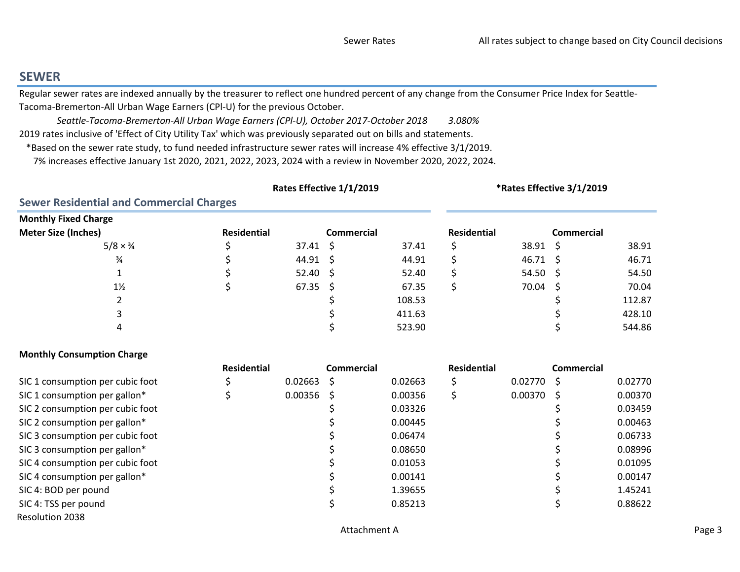## SEWER

Regular sewer rates are indexed annually by the treasurer to reflect one hundred percent of any change from the Consumer Price Index for Seattle-Tacoma-Bremerton-All Urban Wage Earners (CPI-U) for the previous October.

*Seattle-Tacoma-Bremerton-All Urban Wage Earners (CPI-U), October 2017-October 2018 3.080%*

2019 rates inclusive of 'Effect of City Utility Tax' which was previously separated out on bills and statements.

*Based on the sewer rate study, to fund needed infrastructure sewer rates will increase 4% effective 3/1/2019.

7% increases effective January 1st 2020, 2021, 2022, 2023, 2024 with a review in November 2020, 2022, 2024.

### Sewer Residential and Commercial Charges

| | Rates Effective 1/1/2019 | | *Rates Effective 3/1/2019 | |
|---|---|---|---|---|
| **Monthly Fixed Charge** | | | | |
| **Meter Size (Inches)** | **Residential** | **Commercial** | **Residential** | **Commercial** |
| 5/8 × ¾ | $ 37.41 | $ 37.41 | $ 38.91 | $ 38.91 |
| ¾ | $ 44.91 | $ 44.91 | $ 46.71 | $ 46.71 |
| 1 | $ 52.40 | $ 52.40 | $ 54.50 | $ 54.50 |
| 1½ | $ 67.35 | $ 67.35 | $ 70.04 | $ 70.04 |
| 2 | | $ 108.53 | | $ 112.87 |
| 3 | | $ 411.63 | | $ 428.10 |
| 4 | | $ 523.90 | | $ 544.86 |

| **Monthly Consumption Charge** | **Residential** | **Commercial** | **Residential** | **Commercial** |
|---|---|---|---|---|
| SIC 1 consumption per cubic foot | $ 0.02663 | $ 0.02663 | $ 0.02770 | $ 0.02770 |
| SIC 1 consumption per gallon* | $ 0.00356 | $ 0.00356 | $ 0.00370 | $ 0.00370 |
| SIC 2 consumption per cubic foot | | $ 0.03326 | | $ 0.03459 |
| SIC 2 consumption per gallon* | | $ 0.00445 | | $ 0.00463 |
| SIC 3 consumption per cubic foot | | $ 0.06474 | | $ 0.06733 |
| SIC 3 consumption per gallon* | | $ 0.08650 | | $ 0.08996 |
| SIC 4 consumption per cubic foot | | $ 0.01053 | | $ 0.01095 |
| SIC 4 consumption per gallon* | | $ 0.00141 | | $ 0.00147 |
| SIC 4: BOD per pound | | $ 1.39655 | | $ 1.45241 |
| SIC 4: TSS per pound | | $ 0.85213 | | $ 0.88622 |

Resolution 2038

Attachment A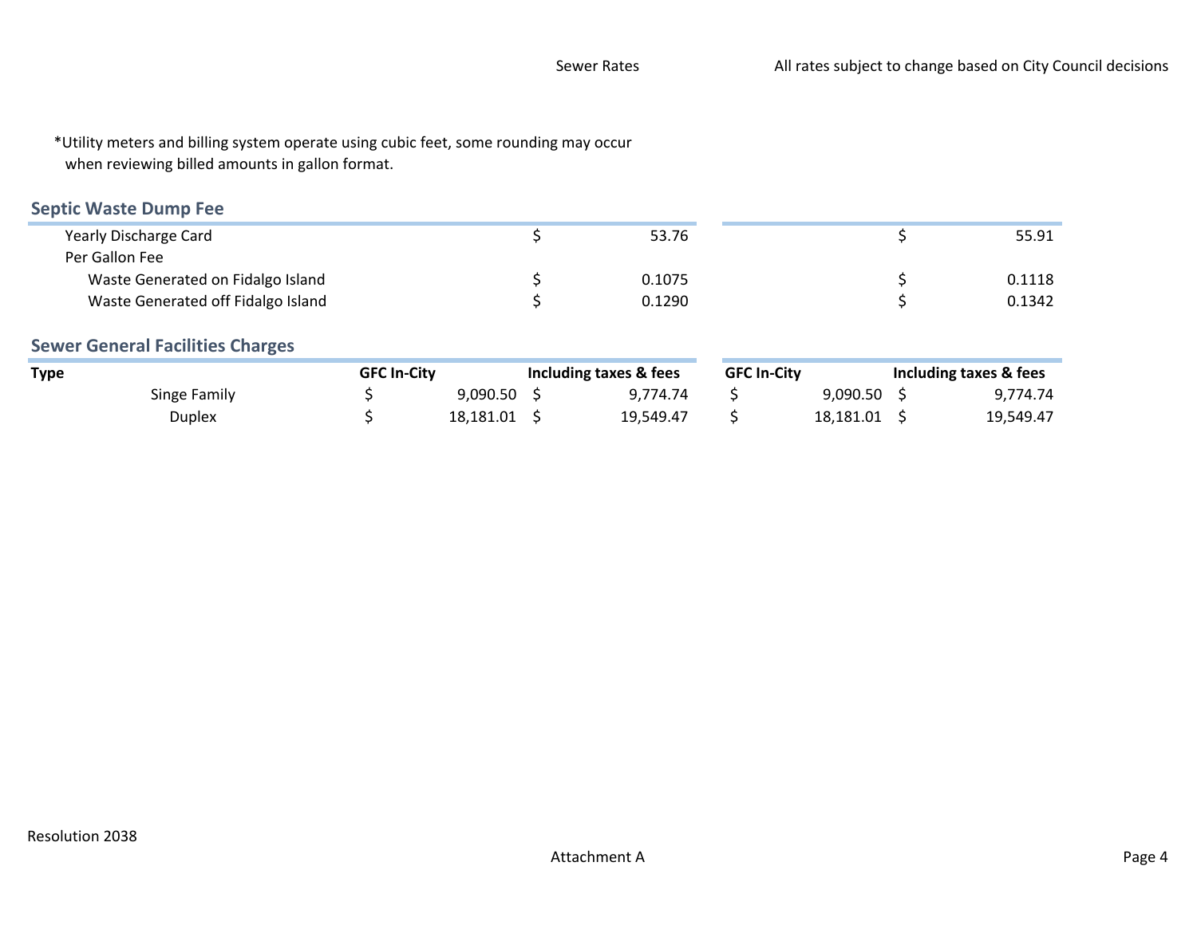*Utility meters and billing system operate using cubic feet, some rounding may occur when reviewing billed amounts in gallon format.

## Septic Waste Dump Fee

| | | |
|---|---|---|
| Yearly Discharge Card | $ 53.76 | $ 55.91 |
| Per Gallon Fee | | |
| Waste Generated on Fidalgo Island | $ 0.1075 | $ 0.1118 |
| Waste Generated off Fidalgo Island | $ 0.1290 | $ 0.1342 |

## Sewer General Facilities Charges

| Type | GFC In-City | Including taxes & fees | GFC In-City | Including taxes & fees |
|---|---|---|---|---|
| Singe Family | $ 9,090.50 | $ 9,774.74 | $ 9,090.50 | $ 9,774.74 |
| Duplex | $ 18,181.01 | $ 19,549.47 | $ 18,181.01 | $ 19,549.47 |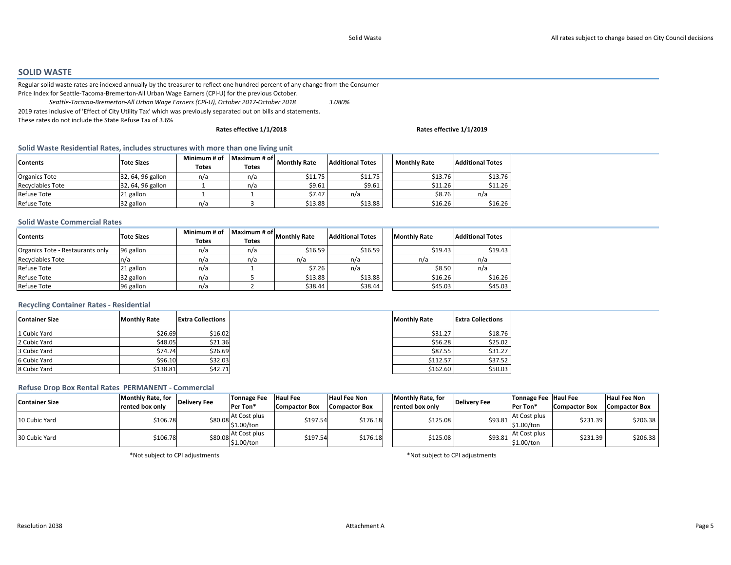## SOLID WASTE

Regular solid waste rates are indexed annually by the treasurer to reflect one hundred percent of any change from the Consumer Price Index for Seattle-Tacoma-Bremerton-All Urban Wage Earners (CPI-U) for the previous October.

*Seattle-Tacoma-Bremerton-All Urban Wage Earners (CPI-U), October 2017-October 2018* *3.080%*

2019 rates inclusive of 'Effect of City Utility Tax' which was previously separated out on bills and statements.

These rates do not include the State Refuse Tax of 3.6%

### Solid Waste Residential Rates, includes structures with more than one living unit

| | | | | Rates effective 1/1/2018 | | Rates effective 1/1/2019 | |
|---|---|---|---|---|---|---|---|
| **Contents** | **Tote Sizes** | **Minimum # of Totes** | **Maximum # of Totes** | **Monthly Rate** | **Additional Totes** | **Monthly Rate** | **Additional Totes** |
| Organics Tote | 32, 64, 96 gallon | n/a | n/a | $11.75 | $11.75 | $13.76 | $13.76 |
| Recyclables Tote | 32, 64, 96 gallon | 1 | n/a | $9.61 | $9.61 | $11.26 | $11.26 |
| Refuse Tote | 21 gallon | 1 | 1 | $7.47 | n/a | $8.76 | n/a |
| Refuse Tote | 32 gallon | n/a | 3 | $13.88 | $13.88 | $16.26 | $16.26 |

### Solid Waste Commercial Rates

| **Contents** | **Tote Sizes** | **Minimum # of Totes** | **Maximum # of Totes** | **Monthly Rate** | **Additional Totes** | **Monthly Rate** | **Additional Totes** |
|---|---|---|---|---|---|---|---|
| Organics Tote - Restaurants only | 96 gallon | n/a | n/a | $16.59 | $16.59 | $19.43 | $19.43 |
| Recyclables Tote | n/a | n/a | n/a | n/a | n/a | n/a | n/a |
| Refuse Tote | 21 gallon | n/a | 1 | $7.26 | n/a | $8.50 | n/a |
| Refuse Tote | 32 gallon | n/a | 5 | $13.88 | $13.88 | $16.26 | $16.26 |
| Refuse Tote | 96 gallon | n/a | 2 | $38.44 | $38.44 | $45.03 | $45.03 |

### Recycling Container Rates - Residential

| **Container Size** | **Monthly Rate** | **Extra Collections** | **Monthly Rate** | **Extra Collections** |
|---|---|---|---|---|
| 1 Cubic Yard | $26.69 | $16.02 | $31.27 | $18.76 |
| 2 Cubic Yard | $48.05 | $21.36 | $56.28 | $25.02 |
| 3 Cubic Yard | $74.74 | $26.69 | $87.55 | $31.27 |
| 6 Cubic Yard | $96.10 | $32.03 | $112.57 | $37.52 |
| 8 Cubic Yard | $138.81 | $42.71 | $162.60 | $50.03 |

### Refuse Drop Box Rental Rates PERMANENT - Commercial

| **Container Size** | **Monthly Rate, for rented box only** | **Delivery Fee** | **Tonnage Fee Per Ton*** | **Haul Fee Compactor Box** | **Haul Fee Non Compactor Box** | **Monthly Rate, for rented box only** | **Delivery Fee** | **Tonnage Fee Per Ton*** | **Haul Fee Compactor Box** | **Haul Fee Non Compactor Box** |
|---|---|---|---|---|---|---|---|---|---|---|
| 10 Cubic Yard | $106.78 | $80.08 | At Cost plus $1.00/ton | $197.54 | $176.18 | $125.08 | $93.81 | At Cost plus $1.00/ton | $231.39 | $206.38 |
| 30 Cubic Yard | $106.78 | $80.08 | At Cost plus $1.00/ton | $197.54 | $176.18 | $125.08 | $93.81 | At Cost plus $1.00/ton | $231.39 | $206.38 |

*Not subject to CPI adjustments

*Not subject to CPI adjustments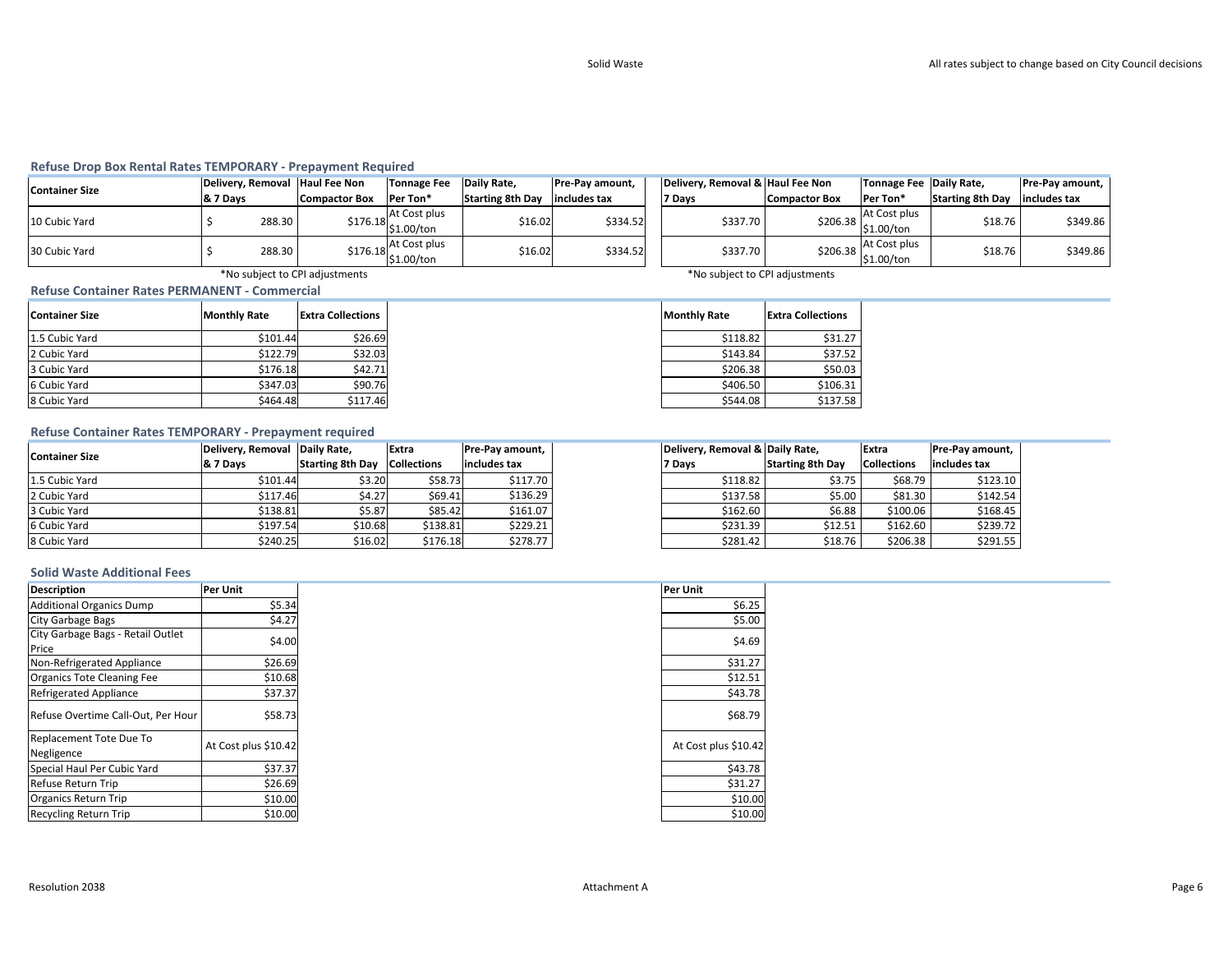## Refuse Drop Box Rental Rates TEMPORARY - Prepayment Required

| Container Size | Delivery, Removal & 7 Days | Haul Fee Non Compactor Box | Tonnage Fee Per Ton* | Daily Rate, Starting 8th Day | Pre-Pay amount, includes tax | Delivery, Removal & 7 Days | Haul Fee Non Compactor Box | Tonnage Fee Per Ton* | Daily Rate, Starting 8th Day | Pre-Pay amount, includes tax |
|---|---|---|---|---|---|---|---|---|---|---|
| 10 Cubic Yard | $ 288.30 | $176.18 | At Cost plus $1.00/ton | $16.02 | $334.52 | $337.70 | $206.38 | At Cost plus $1.00/ton | $18.76 | $349.86 |
| 30 Cubic Yard | $ 288.30 | $176.18 | At Cost plus $1.00/ton | $16.02 | $334.52 | $337.70 | $206.38 | At Cost plus $1.00/ton | $18.76 | $349.86 |

*No subject to CPI adjustments

*No subject to CPI adjustments

## Refuse Container Rates PERMANENT - Commercial

| Container Size | Monthly Rate | Extra Collections | Monthly Rate | Extra Collections |
|---|---|---|---|---|
| 1.5 Cubic Yard | $101.44 | $26.69 | $118.82 | $31.27 |
| 2 Cubic Yard | $122.79 | $32.03 | $143.84 | $37.52 |
| 3 Cubic Yard | $176.18 | $42.71 | $206.38 | $50.03 |
| 6 Cubic Yard | $347.03 | $90.76 | $406.50 | $106.31 |
| 8 Cubic Yard | $464.48 | $117.46 | $544.08 | $137.58 |

## Refuse Container Rates TEMPORARY - Prepayment required

| Container Size | Delivery, Removal & 7 Days | Daily Rate, Starting 8th Day | Extra Collections | Pre-Pay amount, includes tax | Delivery, Removal & 7 Days | Daily Rate, Starting 8th Day | Extra Collections | Pre-Pay amount, includes tax |
|---|---|---|---|---|---|---|---|---|
| 1.5 Cubic Yard | $101.44 | $3.20 | $58.73 | $117.70 | $118.82 | $3.75 | $68.79 | $123.10 |
| 2 Cubic Yard | $117.46 | $4.27 | $69.41 | $136.29 | $137.58 | $5.00 | $81.30 | $142.54 |
| 3 Cubic Yard | $138.81 | $5.87 | $85.42 | $161.07 | $162.60 | $6.88 | $100.06 | $168.45 |
| 6 Cubic Yard | $197.54 | $10.68 | $138.81 | $229.21 | $231.39 | $12.51 | $162.60 | $239.72 |
| 8 Cubic Yard | $240.25 | $16.02 | $176.18 | $278.77 | $281.42 | $18.76 | $206.38 | $291.55 |

## Solid Waste Additional Fees

| Description | Per Unit | Per Unit |
|---|---|---|
| Additional Organics Dump | $5.34 | $6.25 |
| City Garbage Bags | $4.27 | $5.00 |
| City Garbage Bags - Retail Outlet Price | $4.00 | $4.69 |
| Non-Refrigerated Appliance | $26.69 | $31.27 |
| Organics Tote Cleaning Fee | $10.68 | $12.51 |
| Refrigerated Appliance | $37.37 | $43.78 |
| Refuse Overtime Call-Out, Per Hour | $58.73 | $68.79 |
| Replacement Tote Due To Negligence | At Cost plus $10.42 | At Cost plus $10.42 |
| Special Haul Per Cubic Yard | $37.37 | $43.78 |
| Refuse Return Trip | $26.69 | $31.27 |
| Organics Return Trip | $10.00 | $10.00 |
| Recycling Return Trip | $10.00 | $10.00 |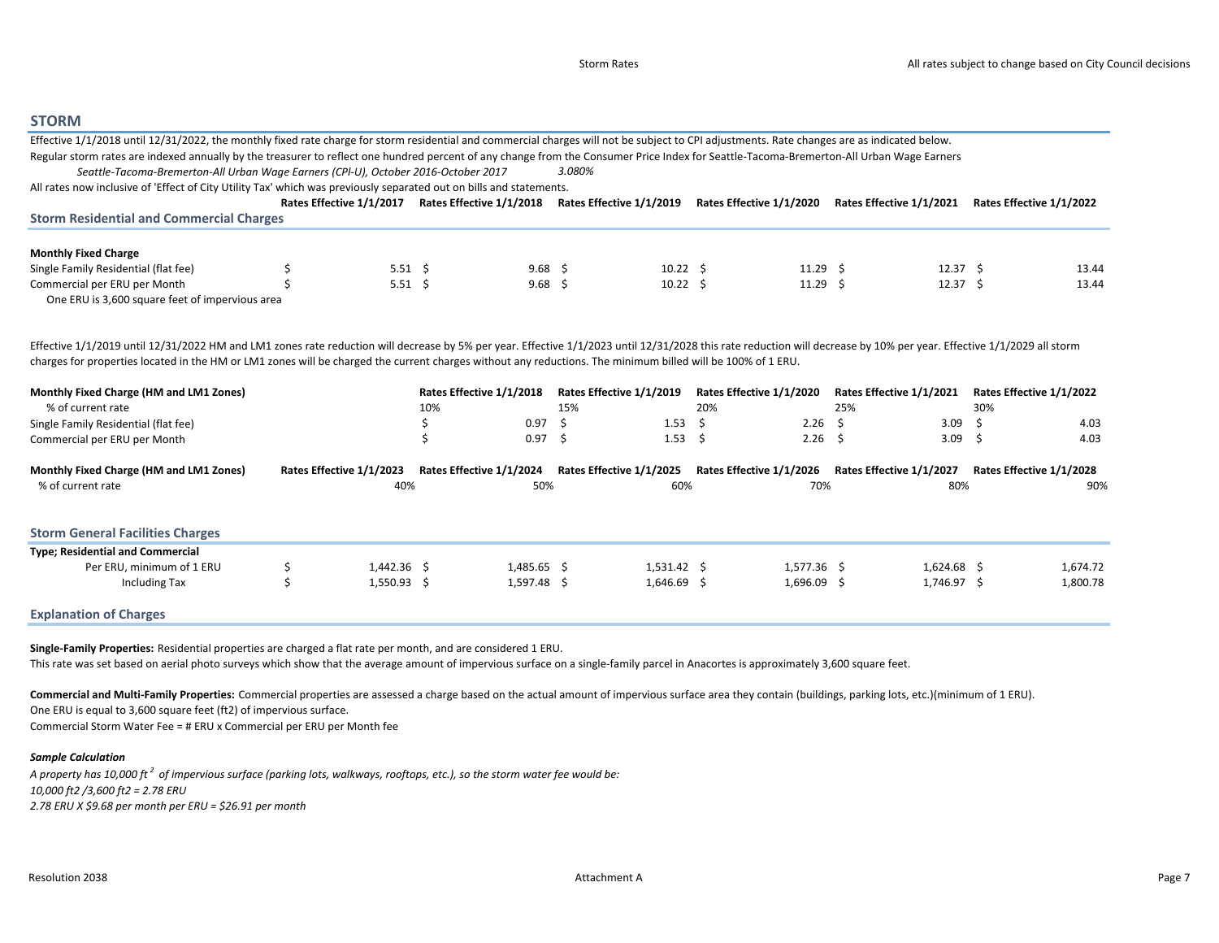## STORM

Effective 1/1/2018 until 12/31/2022, the monthly fixed rate charge for storm residential and commercial charges will not be subject to CPI adjustments. Rate changes are as indicated below.

Regular storm rates are indexed annually by the treasurer to reflect one hundred percent of any change from the Consumer Price Index for Seattle-Tacoma-Bremerton-All Urban Wage Earners

*Seattle-Tacoma-Bremerton-All Urban Wage Earners (CPI-U), October 2016-October 2017* *3.080%*

All rates now inclusive of 'Effect of City Utility Tax' which was previously separated out on bills and statements.

| Storm Residential and Commercial Charges | Rates Effective 1/1/2017 | Rates Effective 1/1/2018 | Rates Effective 1/1/2019 | Rates Effective 1/1/2020 | Rates Effective 1/1/2021 | Rates Effective 1/1/2022 |
|---|---|---|---|---|---|---|
| **Monthly Fixed Charge** | | | | | | |
| Single Family Residential (flat fee) | $ 5.51 | $ 9.68 | $ 10.22 | $ 11.29 | $ 12.37 | $ 13.44 |
| Commercial per ERU per Month | $ 5.51 | $ 9.68 | $ 10.22 | $ 11.29 | $ 12.37 | $ 13.44 |
| One ERU is 3,600 square feet of impervious area | | | | | | |

Effective 1/1/2019 until 12/31/2022 HM and LM1 zones rate reduction will decrease by 5% per year. Effective 1/1/2023 until 12/31/2028 this rate reduction will decrease by 10% per year. Effective 1/1/2029 all storm charges for properties located in the HM or LM1 zones will be charged the current charges without any reductions. The minimum billed will be 100% of 1 ERU.

| Monthly Fixed Charge (HM and LM1 Zones) | | Rates Effective 1/1/2018 | Rates Effective 1/1/2019 | Rates Effective 1/1/2020 | Rates Effective 1/1/2021 | Rates Effective 1/1/2022 |
|---|---|---|---|---|---|---|
| % of current rate | | 10% | 15% | 20% | 25% | 30% |
| Single Family Residential (flat fee) | | $ 0.97 | $ 1.53 | $ 2.26 | $ 3.09 | $ 4.03 |
| Commercial per ERU per Month | | $ 0.97 | $ 1.53 | $ 2.26 | $ 3.09 | $ 4.03 |

| Monthly Fixed Charge (HM and LM1 Zones) | Rates Effective 1/1/2023 | Rates Effective 1/1/2024 | Rates Effective 1/1/2025 | Rates Effective 1/1/2026 | Rates Effective 1/1/2027 | Rates Effective 1/1/2028 |
|---|---|---|---|---|---|---|
| % of current rate | 40% | 50% | 60% | 70% | 80% | 90% |

### Storm General Facilities Charges

| Type; Residential and Commercial | | | | | | |
|---|---|---|---|---|---|---|
| Per ERU, minimum of 1 ERU | $ 1,442.36 | $ 1,485.65 | $ 1,531.42 | $ 1,577.36 | $ 1,624.68 | $ 1,674.72 |
| Including Tax | $ 1,550.93 | $ 1,597.48 | $ 1,646.69 | $ 1,696.09 | $ 1,746.97 | $ 1,800.78 |

### Explanation of Charges

**Single-Family Properties:** Residential properties are charged a flat rate per month, and are considered 1 ERU.
This rate was set based on aerial photo surveys which show that the average amount of impervious surface on a single-family parcel in Anacortes is approximately 3,600 square feet.

**Commercial and Multi-Family Properties:** Commercial properties are assessed a charge based on the actual amount of impervious surface area they contain (buildings, parking lots, etc.)(minimum of 1 ERU).
One ERU is equal to 3,600 square feet (ft2) of impervious surface.
Commercial Storm Water Fee = # ERU x Commercial per ERU per Month fee

***Sample Calculation***

*A property has 10,000 ft$^2$ of impervious surface (parking lots, walkways, rooftops, etc.), so the storm water fee would be:*
*10,000 ft2 /3,600 ft2 = 2.78 ERU*
*2.78 ERU X $9.68 per month per ERU = $26.91 per month*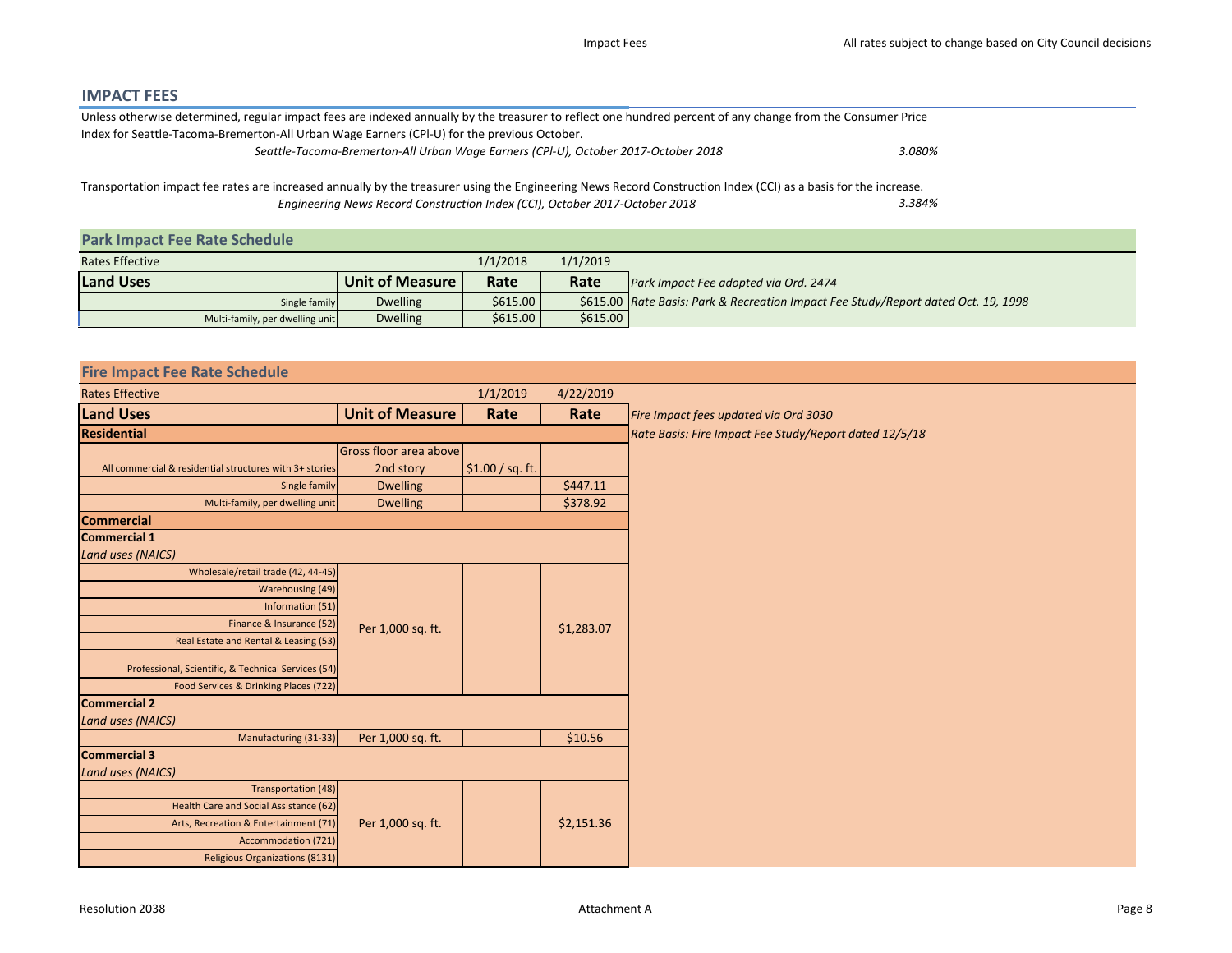## IMPACT FEES

Unless otherwise determined, regular impact fees are indexed annually by the treasurer to reflect one hundred percent of any change from the Consumer Price Index for Seattle-Tacoma-Bremerton-All Urban Wage Earners (CPI-U) for the previous October.

*Seattle-Tacoma-Bremerton-All Urban Wage Earners (CPI-U), October 2017-October 2018* *3.080%*

Transportation impact fee rates are increased annually by the treasurer using the Engineering News Record Construction Index (CCI) as a basis for the increase.

*Engineering News Record Construction Index (CCI), October 2017-October 2018* *3.384%*

### Park Impact Fee Rate Schedule

| Rates Effective | | 1/1/2018 | 1/1/2019 | |
|---|---|---|---|---|
| **Land Uses** | **Unit of Measure** | **Rate** | **Rate** | *Park Impact Fee adopted via Ord. 2474* |
| Single family | Dwelling | $615.00 | $615.00 | *Rate Basis: Park & Recreation Impact Fee Study/Report dated Oct. 19, 1998* |
| Multi-family, per dwelling unit | Dwelling | $615.00 | $615.00 | |

### Fire Impact Fee Rate Schedule

| Rates Effective | | 1/1/2019 | 4/22/2019 | |
|---|---|---|---|---|
| **Land Uses** | **Unit of Measure** | **Rate** | **Rate** | *Fire Impact fees updated via Ord 3030* |
| **Residential** | | | | *Rate Basis: Fire Impact Fee Study/Report dated 12/5/18* |
| All commercial & residential structures with 3+ stories | Gross floor area above 2nd story | $1.00 / sq. ft. | | |
| Single family | Dwelling | | $447.11 | |
| Multi-family, per dwelling unit | Dwelling | | $378.92 | |
| **Commercial** | | | | |
| **Commercial 1** | | | | |
| *Land uses (NAICS)* | | | | |
| Wholesale/retail trade (42, 44-45) | Per 1,000 sq. ft. | | $1,283.07 | |
| Warehousing (49) | | | | |
| Information (51) | | | | |
| Finance & Insurance (52) | | | | |
| Real Estate and Rental & Leasing (53) | | | | |
| Professional, Scientific, & Technical Services (54) | | | | |
| Food Services & Drinking Places (722) | | | | |
| **Commercial 2** | | | | |
| *Land uses (NAICS)* | | | | |
| Manufacturing (31-33) | Per 1,000 sq. ft. | | $10.56 | |
| **Commercial 3** | | | | |
| *Land uses (NAICS)* | | | | |
| Transportation (48) | Per 1,000 sq. ft. | | $2,151.36 | |
| Health Care and Social Assistance (62) | | | | |
| Arts, Recreation & Entertainment (71) | | | | |
| Accommodation (721) | | | | |
| Religious Organizations (8131) | | | | |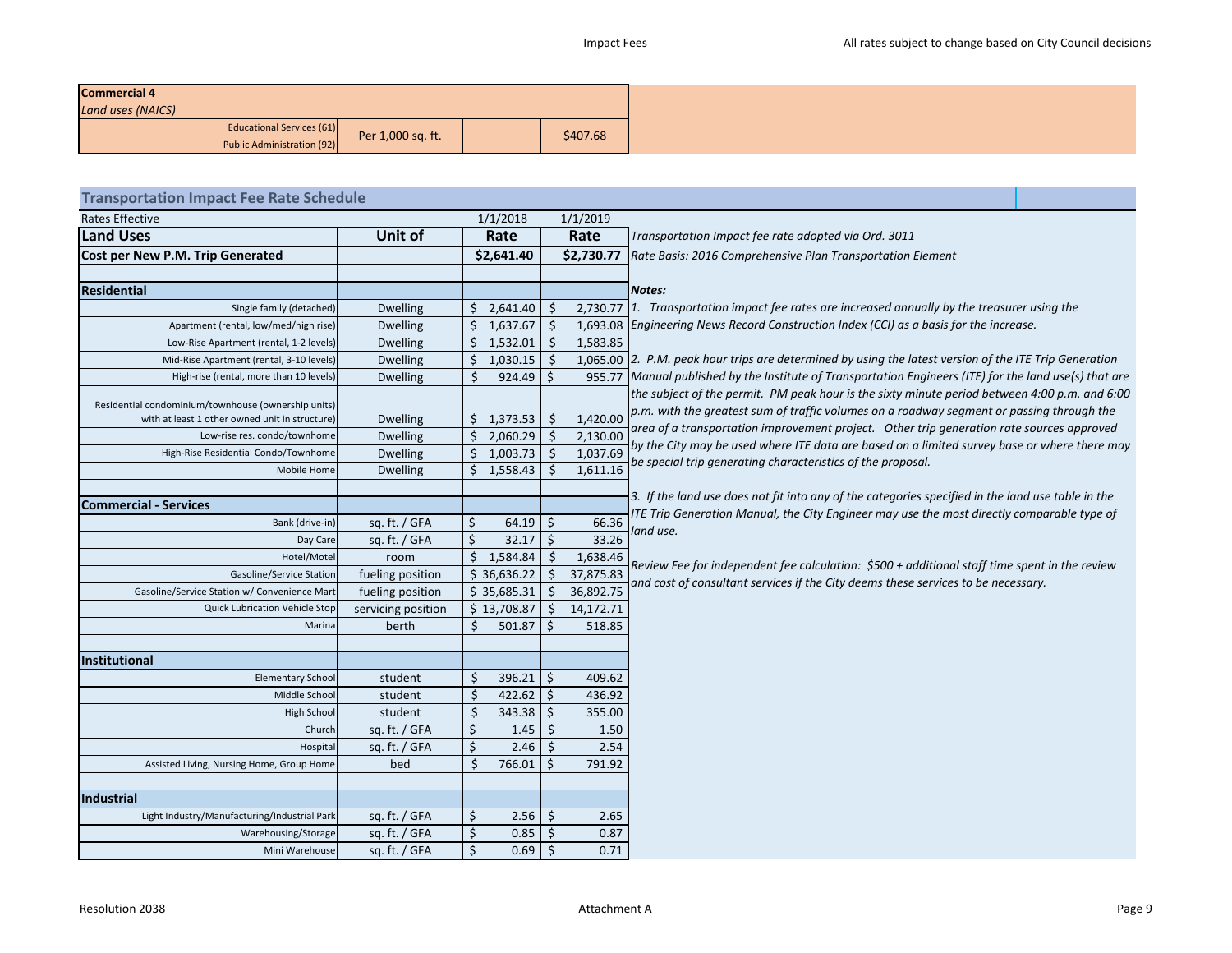| Commercial 4 | | | |
|---|---|---|---|
| *Land uses (NAICS)* | | | |
| Educational Services (61) | Per 1,000 sq. ft. | | $407.68 |
| Public Administration (92) | | | |

## Transportation Impact Fee Rate Schedule

| Rates Effective | | 1/1/2018 | 1/1/2019 |
|---|---|---|---|
| **Land Uses** | **Unit of** | **Rate** | **Rate** |
| **Cost per New P.M. Trip Generated** | | **$2,641.40** | **$2,730.77** |
| | | | |
| **Residential** | | | |
| Single family (detached) | Dwelling | $ 2,641.40 | $ 2,730.77 |
| Apartment (rental, low/med/high rise) | Dwelling | $ 1,637.67 | $ 1,693.08 |
| Low-Rise Apartment (rental, 1-2 levels) | Dwelling | $ 1,532.01 | $ 1,583.85 |
| Mid-Rise Apartment (rental, 3-10 levels) | Dwelling | $ 1,030.15 | $ 1,065.00 |
| High-rise (rental, more than 10 levels) | Dwelling | $ 924.49 | $ 955.77 |
| Residential condominium/townhouse (ownership units) with at least 1 other owned unit in structure) | Dwelling | $ 1,373.53 | $ 1,420.00 |
| Low-rise res. condo/townhome | Dwelling | $ 2,060.29 | $ 2,130.00 |
| High-Rise Residential Condo/Townhome | Dwelling | $ 1,003.73 | $ 1,037.69 |
| Mobile Home | Dwelling | $ 1,558.43 | $ 1,611.16 |
| | | | |
| **Commercial - Services** | | | |
| Bank (drive-in) | sq. ft. / GFA | $ 64.19 | $ 66.36 |
| Day Care | sq. ft. / GFA | $ 32.17 | $ 33.26 |
| Hotel/Motel | room | $ 1,584.84 | $ 1,638.46 |
| Gasoline/Service Station | fueling position | $ 36,636.22 | $ 37,875.83 |
| Gasoline/Service Station w/ Convenience Mart | fueling position | $ 35,685.31 | $ 36,892.75 |
| Quick Lubrication Vehicle Stop | servicing position | $ 13,708.87 | $ 14,172.71 |
| Marina | berth | $ 501.87 | $ 518.85 |
| | | | |
| **Institutional** | | | |
| Elementary School | student | $ 396.21 | $ 409.62 |
| Middle School | student | $ 422.62 | $ 436.92 |
| High School | student | $ 343.38 | $ 355.00 |
| Church | sq. ft. / GFA | $ 1.45 | $ 1.50 |
| Hospital | sq. ft. / GFA | $ 2.46 | $ 2.54 |
| Assisted Living, Nursing Home, Group Home | bed | $ 766.01 | $ 791.92 |
| | | | |
| **Industrial** | | | |
| Light Industry/Manufacturing/Industrial Park | sq. ft. / GFA | $ 2.56 | $ 2.65 |
| Warehousing/Storage | sq. ft. / GFA | $ 0.85 | $ 0.87 |
| Mini Warehouse | sq. ft. / GFA | $ 0.69 | $ 0.71 |

*Transportation Impact fee rate adopted via Ord. 3011*

*Rate Basis: 2016 Comprehensive Plan Transportation Element*

***Notes:***

*1. Transportation impact fee rates are increased annually by the treasurer using the Engineering News Record Construction Index (CCI) as a basis for the increase.*

*2. P.M. peak hour trips are determined by using the latest version of the ITE Trip Generation Manual published by the Institute of Transportation Engineers (ITE) for the land use(s) that are the subject of the permit. PM peak hour is the sixty minute period between 4:00 p.m. and 6:00 p.m. with the greatest sum of traffic volumes on a roadway segment or passing through the area of a transportation improvement project. Other trip generation rate sources approved by the City may be used where ITE data are based on a limited survey base or where there may be special trip generating characteristics of the proposal.*

*3. If the land use does not fit into any of the categories specified in the land use table in the ITE Trip Generation Manual, the City Engineer may use the most directly comparable type of land use.*

*Review Fee for independent fee calculation: $500 + additional staff time spent in the review and cost of consultant services if the City deems these services to be necessary.*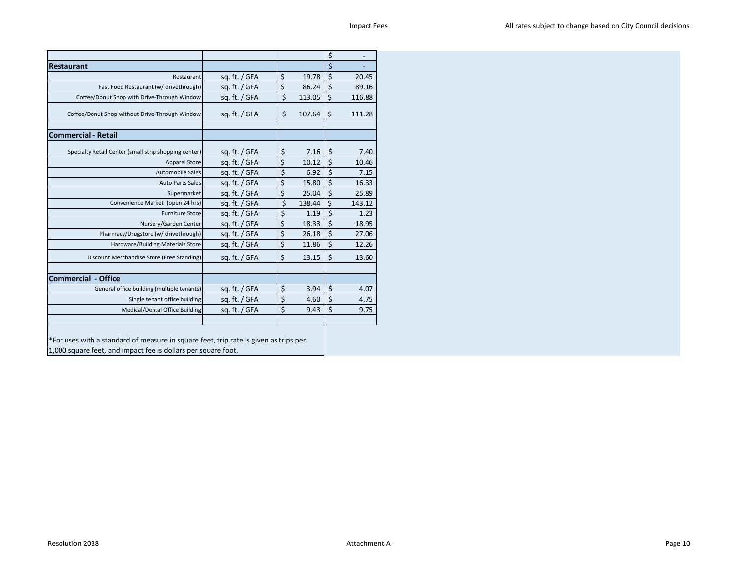| | | | |
|---|---|---|---|
| | | | $ - |
| **Restaurant** | | | $ - |
| Restaurant | sq. ft. / GFA | $ 19.78 | $ 20.45 |
| Fast Food Restaurant (w/ drivethrough) | sq. ft. / GFA | $ 86.24 | $ 89.16 |
| Coffee/Donut Shop with Drive-Through Window | sq. ft. / GFA | $ 113.05 | $ 116.88 |
| Coffee/Donut Shop without Drive-Through Window | sq. ft. / GFA | $ 107.64 | $ 111.28 |
| | | | |
| **Commercial - Retail** | | | |
| Specialty Retail Center (small strip shopping center) | sq. ft. / GFA | $ 7.16 | $ 7.40 |
| Apparel Store | sq. ft. / GFA | $ 10.12 | $ 10.46 |
| Automobile Sales | sq. ft. / GFA | $ 6.92 | $ 7.15 |
| Auto Parts Sales | sq. ft. / GFA | $ 15.80 | $ 16.33 |
| Supermarket | sq. ft. / GFA | $ 25.04 | $ 25.89 |
| Convenience Market (open 24 hrs) | sq. ft. / GFA | $ 138.44 | $ 143.12 |
| Furniture Store | sq. ft. / GFA | $ 1.19 | $ 1.23 |
| Nursery/Garden Center | sq. ft. / GFA | $ 18.33 | $ 18.95 |
| Pharmacy/Drugstore (w/ drivethrough) | sq. ft. / GFA | $ 26.18 | $ 27.06 |
| Hardware/Building Materials Store | sq. ft. / GFA | $ 11.86 | $ 12.26 |
| Discount Merchandise Store (Free Standing) | sq. ft. / GFA | $ 13.15 | $ 13.60 |
| | | | |
| **Commercial - Office** | | | |
| General office building (multiple tenants) | sq. ft. / GFA | $ 3.94 | $ 4.07 |
| Single tenant office building | sq. ft. / GFA | $ 4.60 | $ 4.75 |
| Medical/Dental Office Building | sq. ft. / GFA | $ 9.43 | $ 9.75 |

*For uses with a standard of measure in square feet, trip rate is given as trips per 1,000 square feet, and impact fee is dollars per square foot.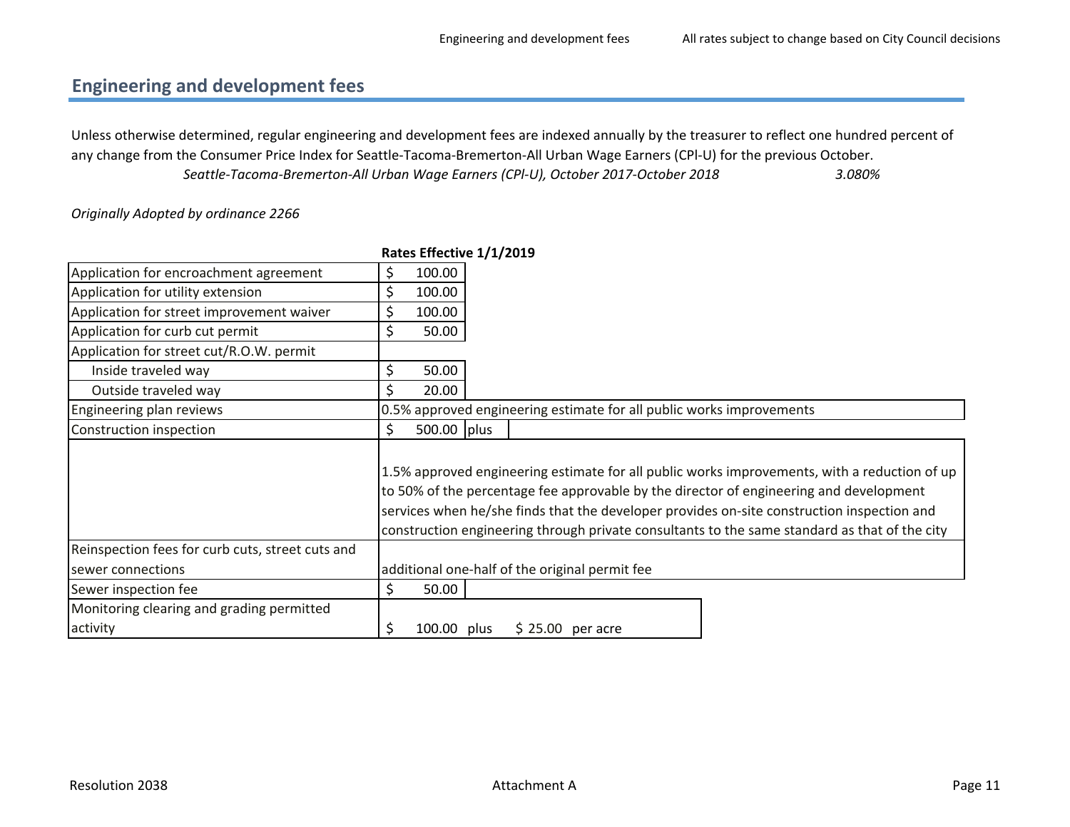## Engineering and development fees

Unless otherwise determined, regular engineering and development fees are indexed annually by the treasurer to reflect one hundred percent of any change from the Consumer Price Index for Seattle-Tacoma-Bremerton-All Urban Wage Earners (CPI-U) for the previous October.

*Seattle-Tacoma-Bremerton-All Urban Wage Earners (CPI-U), October 2017-October 2018* *3.080%*

*Originally Adopted by ordinance 2266*

| | Rates Effective 1/1/2019 |
|---|---|
| Application for encroachment agreement | $ 100.00 |
| Application for utility extension | $ 100.00 |
| Application for street improvement waiver | $ 100.00 |
| Application for curb cut permit | $ 50.00 |
| Application for street cut/R.O.W. permit | |
| Inside traveled way | $ 50.00 |
| Outside traveled way | $ 20.00 |
| Engineering plan reviews | 0.5% approved engineering estimate for all public works improvements |
| Construction inspection | $ 500.00 plus |
| | 1.5% approved engineering estimate for all public works improvements, with a reduction of up to 50% of the percentage fee approvable by the director of engineering and development services when he/she finds that the developer provides on-site construction inspection and construction engineering through private consultants to the same standard as that of the city |
| Reinspection fees for curb cuts, street cuts and sewer connections | additional one-half of the original permit fee |
| Sewer inspection fee | $ 50.00 |
| Monitoring clearing and grading permitted activity | $ 100.00 plus $ 25.00 per acre |